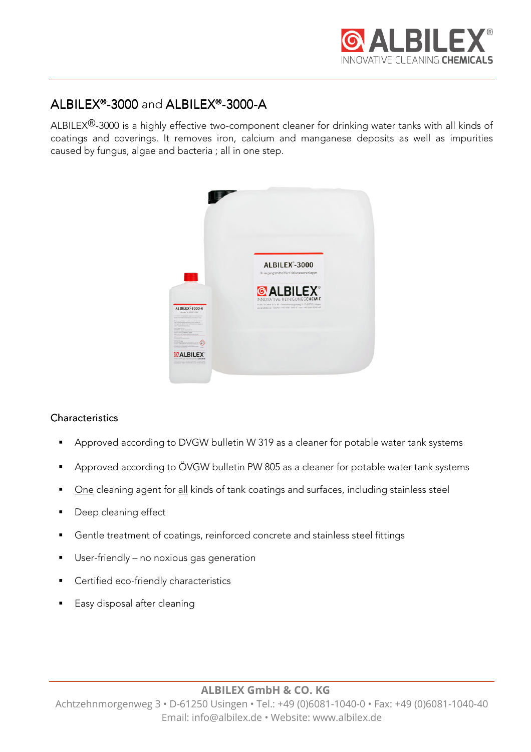# ALBILEX®-3000 and ALBILEX®-3000-A

ALBILEX®-3000 is a highly effective two-component cleaner for drinking water tanks with all kinds of coatings and coverings. It removes iron, calcium and manganese deposits as well as impurities caused by fungus, algae and bacteria ; all in one step.

## Characteristics

- Approved according to DVGW bulletin W 319 as a cleaner for potable water tank systems
- Approved according to ÖVGW bulletin PW 805 as a cleaner for potable water tank systems
- One cleaning agent for all kinds of tank coatings and surfaces, including stainless steel
- Deep cleaning effect
- Gentle treatment of coatings, reinforced concrete and stainless steel fittings
- User-friendly – no noxious gas generation
- Certified eco-friendly characteristics
- Easy disposal after cleaning

**ALBILEX GmbH & CO. KG**
Achtzehnmorgenweg 3 • D-61250 Usingen • Tel.: +49 (0)6081-1040-0 • Fax: +49 (0)6081-1040-40
Email: info@albilex.de • Website: www.albilex.de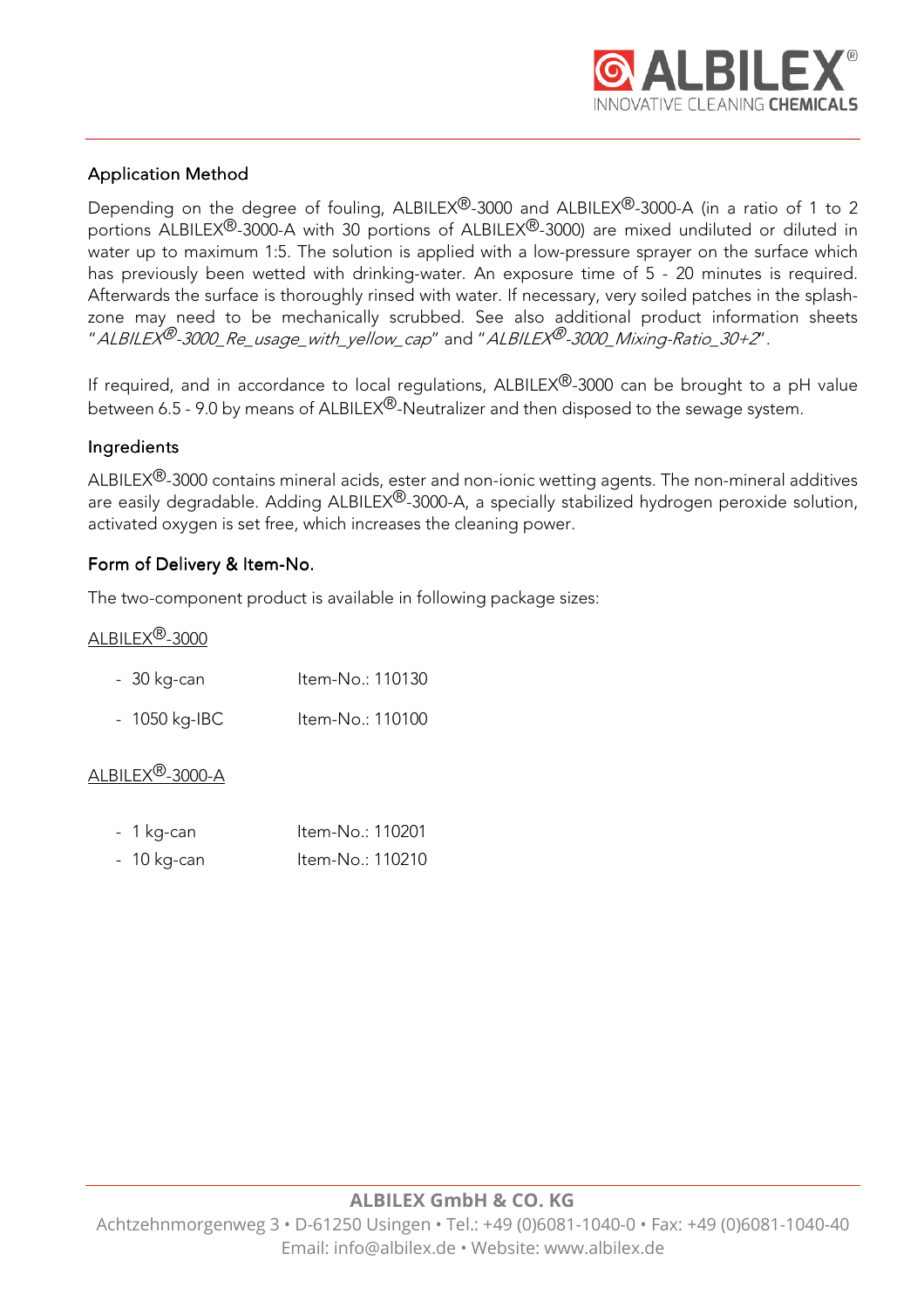## Application Method

Depending on the degree of fouling, ALBILEX®-3000 and ALBILEX®-3000-A (in a ratio of 1 to 2 portions ALBILEX®-3000-A with 30 portions of ALBILEX®-3000) are mixed undiluted or diluted in water up to maximum 1:5. The solution is applied with a low-pressure sprayer on the surface which has previously been wetted with drinking-water. An exposure time of 5 - 20 minutes is required. Afterwards the surface is thoroughly rinsed with water. If necessary, very soiled patches in the splash-zone may need to be mechanically scrubbed. See also additional product information sheets "*ALBILEX®-3000_Re_usage_with_yellow_cap*" and "*ALBILEX®-3000_Mixing-Ratio_30+2*".

If required, and in accordance to local regulations, ALBILEX®-3000 can be brought to a pH value between 6.5 - 9.0 by means of ALBILEX®-Neutralizer and then disposed to the sewage system.

## Ingredients

ALBILEX®-3000 contains mineral acids, ester and non-ionic wetting agents. The non-mineral additives are easily degradable. Adding ALBILEX®-3000-A, a specially stabilized hydrogen peroxide solution, activated oxygen is set free, which increases the cleaning power.

## Form of Delivery & Item-No.

The two-component product is available in following package sizes:

<u>ALBILEX®-3000</u>

- 30 kg-can Item-No.: 110130
- 1050 kg-IBC Item-No.: 110100

<u>ALBILEX®-3000-A</u>

- 1 kg-can Item-No.: 110201
- 10 kg-can Item-No.: 110210